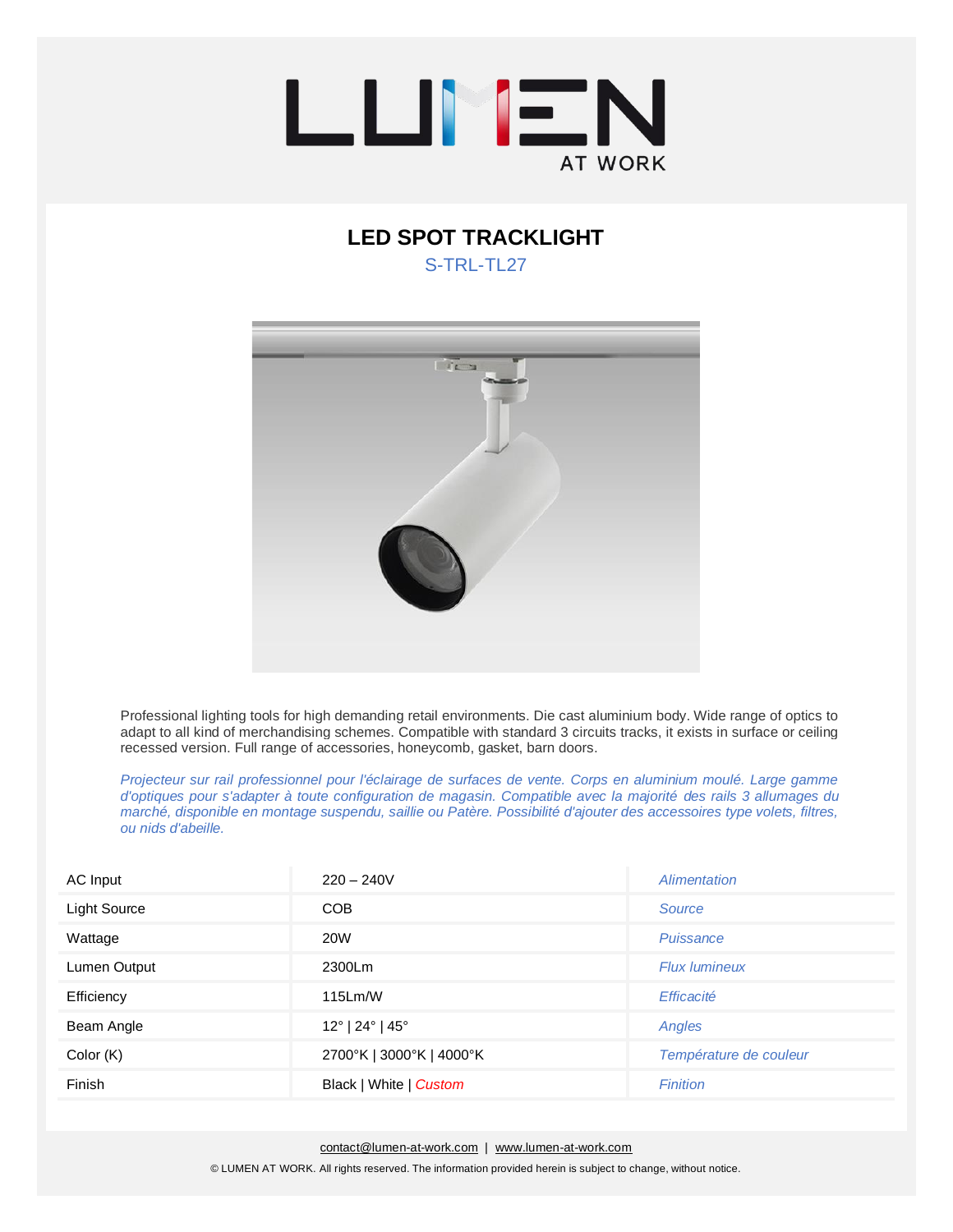# LUMEN AT WORK

## LED SPOT TRACKLIGHT

S-TRL-TL27

Professional lighting tools for high demanding retail environments. Die cast aluminium body. Wide range of optics to adapt to all kind of merchandising schemes. Compatible with standard 3 circuits tracks, it exists in surface or ceiling recessed version. Full range of accessories, honeycomb, gasket, barn doors.

*Projecteur sur rail professionnel pour l'éclairage de surfaces de vente. Corps en aluminium moulé. Large gamme d'optiques pour s'adapter à toute configuration de magasin. Compatible avec la majorité des rails 3 allumages du marché, disponible en montage suspendu, saillie ou Patère. Possibilité d'ajouter des accessoires type volets, filtres, ou nids d'abeille.*

| | | |
|---|---|---|
| AC Input | 220 – 240V | *Alimentation* |
| Light Source | COB | *Source* |
| Wattage | 20W | *Puissance* |
| Lumen Output | 2300Lm | *Flux lumineux* |
| Efficiency | 115Lm/W | *Efficacité* |
| Beam Angle | 12° \| 24° \| 45° | *Angles* |
| Color (K) | 2700°K \| 3000°K \| 4000°K | *Température de couleur* |
| Finish | Black \| White \| *Custom* | *Finition* |

contact@lumen-at-work.com | www.lumen-at-work.com

© LUMEN AT WORK. All rights reserved. The information provided herein is subject to change, without notice.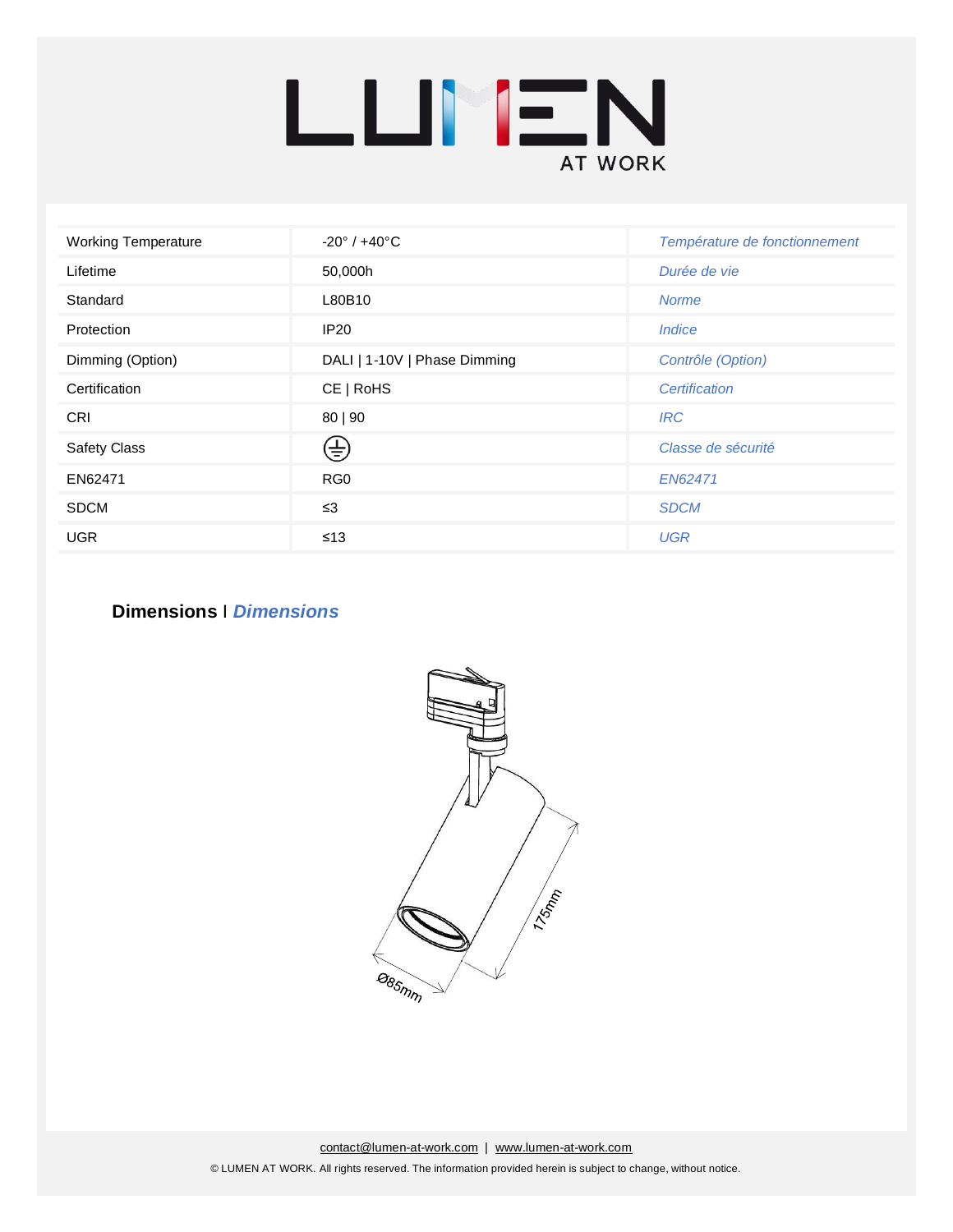| Working Temperature | -20° / +40°C | *Température de fonctionnement* |
|---|---|---|
| Lifetime | 50,000h | *Durée de vie* |
| Standard | L80B10 | *Norme* |
| Protection | IP20 | *Indice* |
| Dimming (Option) | DALI \| 1-10V \| Phase Dimming | *Contrôle (Option)* |
| Certification | CE \| RoHS | *Certification* |
| CRI | 80 \| 90 | *IRC* |
| Safety Class | ⏚ | *Classe de sécurité* |
| EN62471 | RG0 | *EN62471* |
| SDCM | ≤3 | *SDCM* |
| UGR | ≤13 | *UGR* |

## Dimensions I *Dimensions*

175mm

Ø85mm

contact@lumen-at-work.com | www.lumen-at-work.com

© LUMEN AT WORK. All rights reserved. The information provided herein is subject to change, without notice.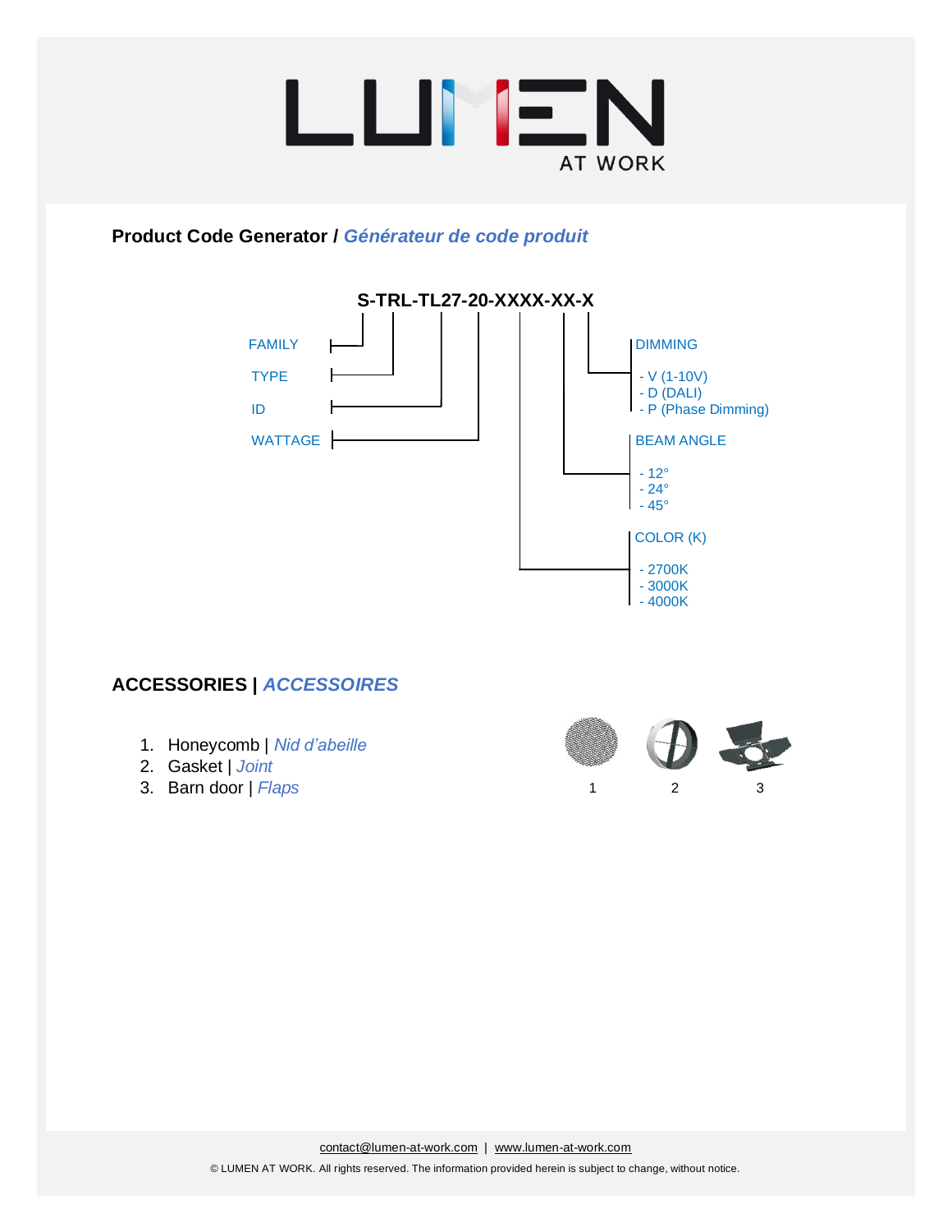## Product Code Generator / *Générateur de code produit*

**S-TRL-TL27-20-XXXX-XX-X**

FAMILY

TYPE

ID

WATTAGE

DIMMING

- V (1-10V)
- D (DALI)
- P (Phase Dimming)

BEAM ANGLE

- 12°
- 24°
- 45°

COLOR (K)

- 2700K
- 3000K
- 4000K

## ACCESSORIES | *ACCESSOIRES*

1. Honeycomb | *Nid d'abeille*
2. Gasket | *Joint*
3. Barn door | *Flaps*

1 2 3

contact@lumen-at-work.com | www.lumen-at-work.com

© LUMEN AT WORK. All rights reserved. The information provided herein is subject to change, without notice.